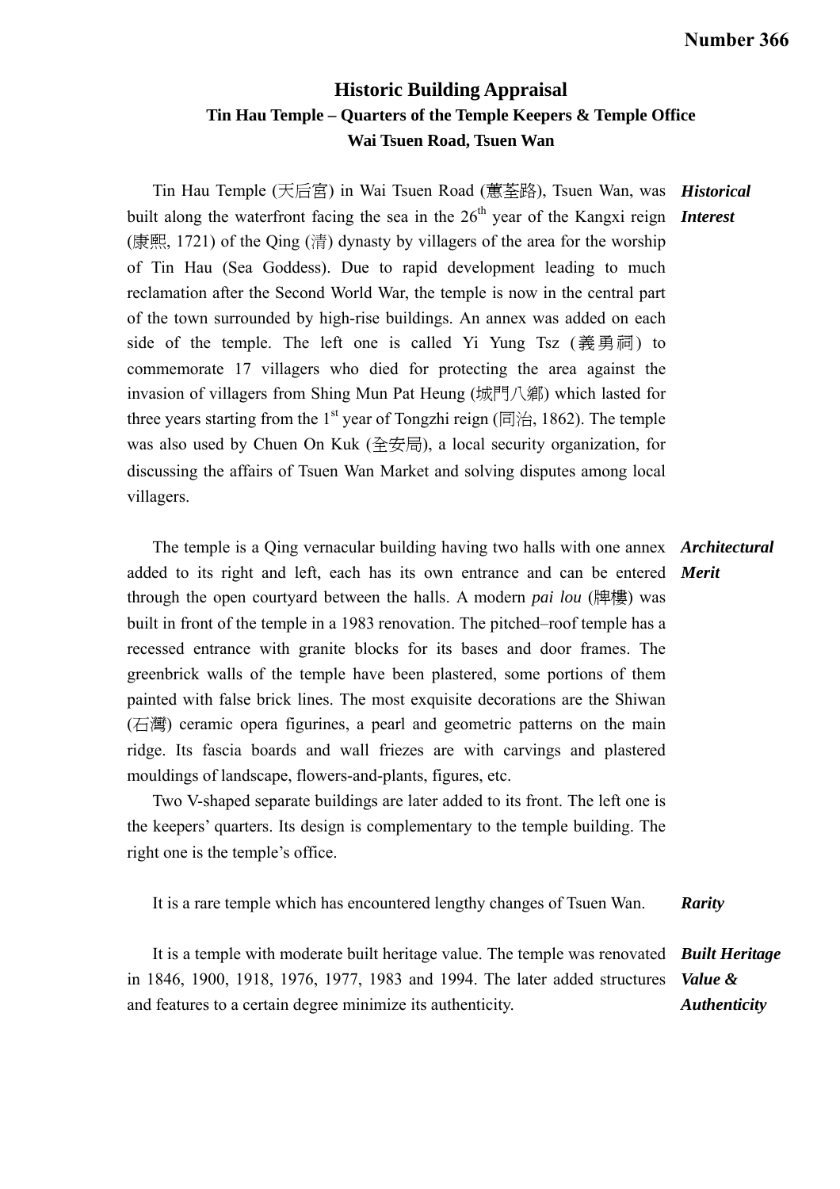**Number 366**

# Historic Building Appraisal

## Tin Hau Temple – Quarters of the Temple Keepers & Temple Office
## Wai Tsuen Road, Tsuen Wan

***Historical Interest***

Tin Hau Temple (天后宮) in Wai Tsuen Road (蕙荃路), Tsuen Wan, was built along the waterfront facing the sea in the 26th year of the Kangxi reign (康熙, 1721) of the Qing (清) dynasty by villagers of the area for the worship of Tin Hau (Sea Goddess). Due to rapid development leading to much reclamation after the Second World War, the temple is now in the central part of the town surrounded by high-rise buildings. An annex was added on each side of the temple. The left one is called Yi Yung Tsz (義勇祠) to commemorate 17 villagers who died for protecting the area against the invasion of villagers from Shing Mun Pat Heung (城門八鄉) which lasted for three years starting from the 1st year of Tongzhi reign (同治, 1862). The temple was also used by Chuen On Kuk (全安局), a local security organization, for discussing the affairs of Tsuen Wan Market and solving disputes among local villagers.

***Architectural Merit***

The temple is a Qing vernacular building having two halls with one annex added to its right and left, each has its own entrance and can be entered through the open courtyard between the halls. A modern *pai lou* (牌樓) was built in front of the temple in a 1983 renovation. The pitched–roof temple has a recessed entrance with granite blocks for its bases and door frames. The greenbrick walls of the temple have been plastered, some portions of them painted with false brick lines. The most exquisite decorations are the Shiwan (石灣) ceramic opera figurines, a pearl and geometric patterns on the main ridge. Its fascia boards and wall friezes are with carvings and plastered mouldings of landscape, flowers-and-plants, figures, etc.

Two V-shaped separate buildings are later added to its front. The left one is the keepers' quarters. Its design is complementary to the temple building. The right one is the temple's office.

***Rarity***

It is a rare temple which has encountered lengthy changes of Tsuen Wan.

***Built Heritage Value & Authenticity***

It is a temple with moderate built heritage value. The temple was renovated in 1846, 1900, 1918, 1976, 1977, 1983 and 1994. The later added structures and features to a certain degree minimize its authenticity.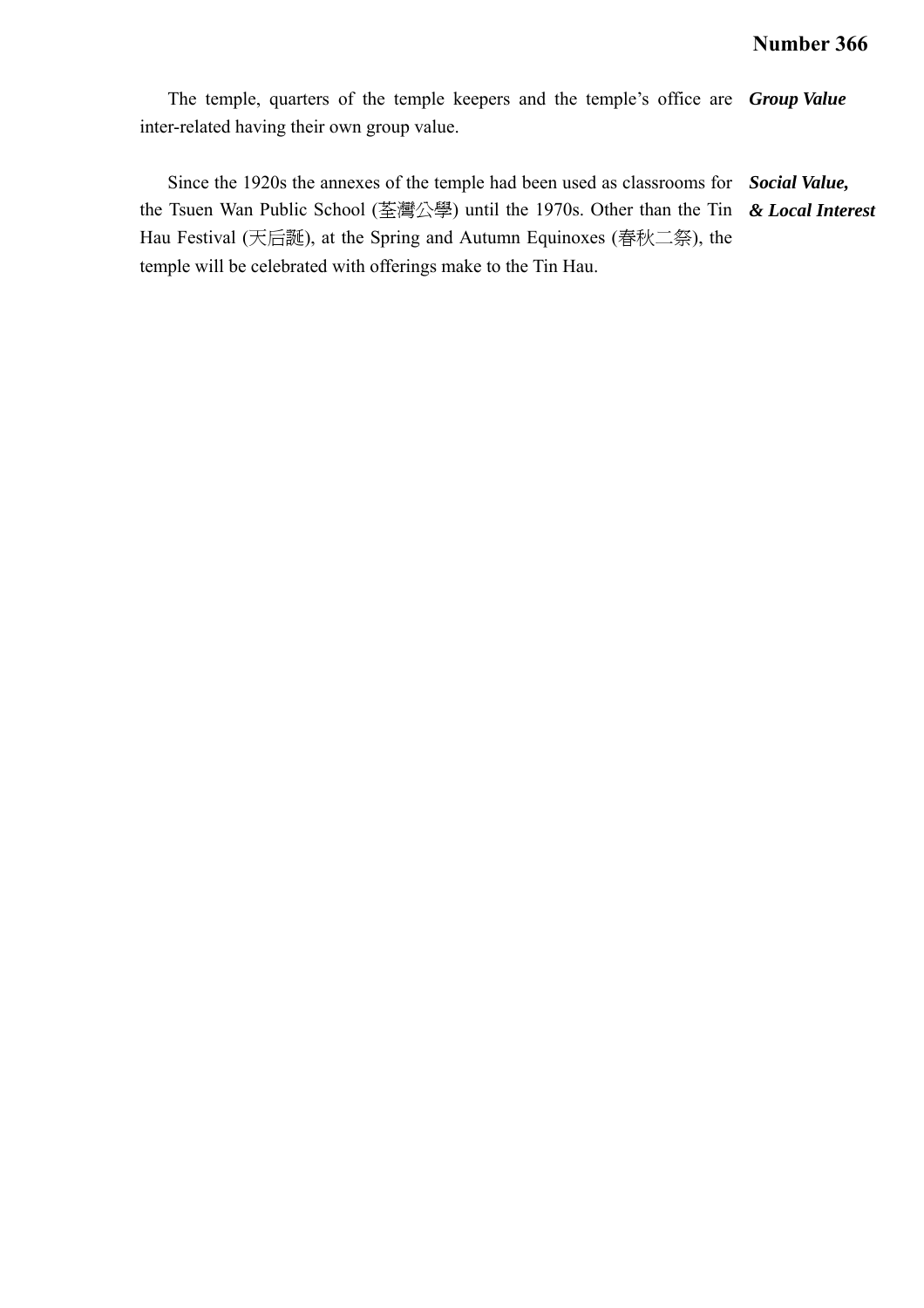The temple, quarters of the temple keepers and the temple's office are inter-related having their own group value.

***Group Value***

Since the 1920s the annexes of the temple had been used as classrooms for the Tsuen Wan Public School (荃灣公學) until the 1970s. Other than the Tin Hau Festival (天后誕), at the Spring and Autumn Equinoxes (春秋二祭), the temple will be celebrated with offerings make to the Tin Hau.

***Social Value, & Local Interest***